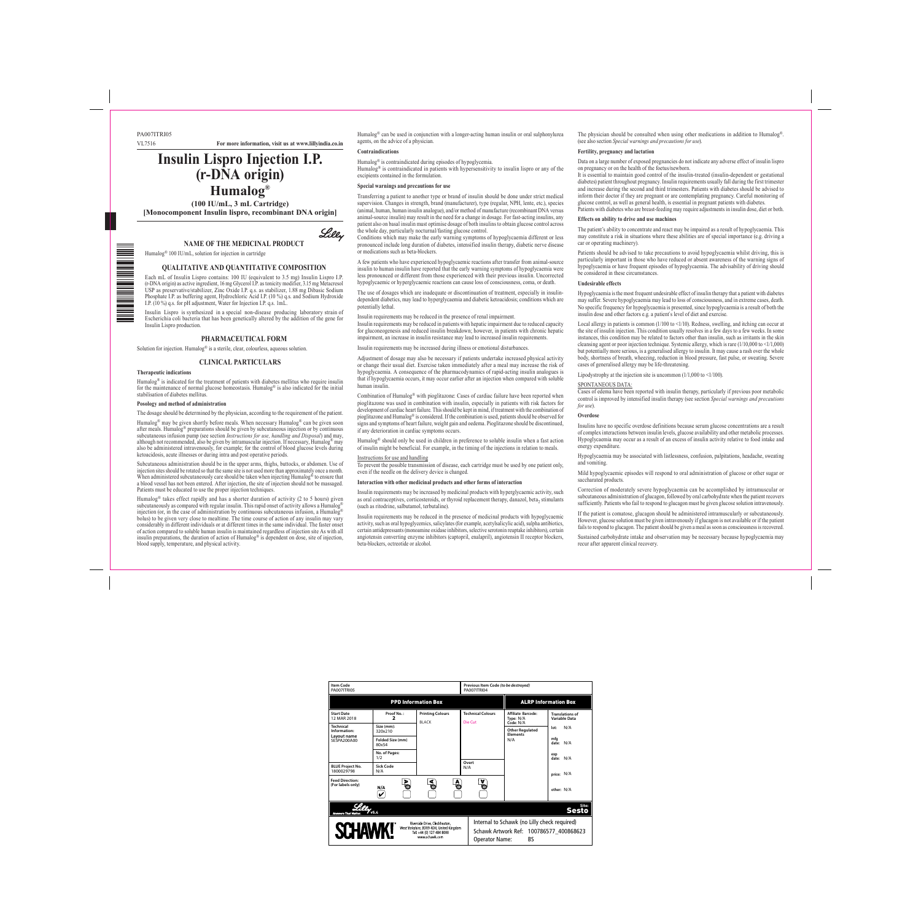PA007ITRI05

VL7516

**For more information, visit us at www.lillyindia.co.in**

# Insulin Lispro Injection I.P. (r-DNA origin)
# Humalog®

**(100 IU/mL, 3 mL Cartridge)**
**[Monocomponent Insulin lispro, recombinant DNA origin]**

Lilly

## NAME OF THE MEDICINAL PRODUCT

Humalog® 100 IU/mL, solution for injection in cartridge

## QUALITATIVE AND QUANTITATIVE COMPOSITION

Each mL of Insulin Lispro contains: 100 IU (equivalent to 3.5 mg) Insulin Lispro I.P. (r-DNA origin) as active ingredient, 16 mg Glycerol I.P. as tonicity modifier, 3.15 mg Metacresol USP as preservative/stabilizer, Zinc Oxide I.P. q.s. as stabilizer, 1.88 mg Dibasic Sodium Phosphate I.P. as buffering agent, Hydrochloric Acid I.P. (10 %) q.s. and Sodium Hydroxide I.P. (10 %) q.s. for pH adjustment, Water for Injection I.P. q.s. 1mL.

Insulin Lispro is synthesized in a special non-disease producing laboratory strain of Escherichia coli bacteria that has been genetically altered by the addition of the gene for Insulin Lispro production.

## PHARMACEUTICAL FORM

Solution for injection. Humalog® is a sterile, clear, colourless, aqueous solution.

## CLINICAL PARTICULARS

### Therapeutic indications

Humalog® is indicated for the treatment of patients with diabetes mellitus who require insulin for the maintenance of normal glucose homeostasis. Humalog® is also indicated for the initial stabilisation of diabetes mellitus.

### Posology and method of administration

The dosage should be determined by the physician, according to the requirement of the patient.

Humalog® may be given shortly before meals. When necessary Humalog® can be given soon after meals. Humalog® preparations should be given by subcutaneous injection or by continuous subcutaneous infusion pump (see section *Instructions for use, handling and Disposal*) and may, although not recommended, also be given by intramuscular injection. If necessary, Humalog® may also be administered intravenously, for example; for the control of blood glucose levels during ketoacidosis, acute illnesses or during intra and post operative periods.

Subcutaneous administration should be in the upper arms, thighs, buttocks, or abdomen. Use of injection sites should be rotated so that the same site is not used more than approximately once a month. When administered subcutaneously care should be taken when injecting Humalog® to ensure that a blood vessel has not been entered. After injection, the site of injection should not be massaged. Patients must be educated to use the proper injection techniques.

Humalog® takes effect rapidly and has a shorter duration of activity (2 to 5 hours) given subcutaneously as compared with regular insulin. This rapid onset of activity allows a Humalog® injection (or, in the case of administration by continuous subcutaneous infusion, a Humalog® bolus) to be given very close to mealtime. The time course of action of any insulin may vary considerably in different individuals or at different times in the same individual. The faster onset of action compared to soluble human insulin is maintained regardless of injection site As with all insulin preparations, the duration of action of Humalog® is dependent on dose, site of injection, blood supply, temperature, and physical activity.

Humalog® can be used in conjunction with a longer-acting human insulin or oral sulphonylurea agents, on the advice of a physician.

### Contraindications

Humalog® is contraindicated during episodes of hypoglycemia.

Humalog® is contraindicated in patients with hypersensitivity to insulin lispro or any of the excipients contained in the formulation.

### Special warnings and precautions for use

Transferring a patient to another type or brand of insulin should be done under strict medical supervision. Changes in strength, brand (manufacturer), type (regular, NPH, lente, etc.), species (animal, human, human insulin analogue), and/or method of manufacture (recombinant DNA versus animal-source insulin) may result in the need for a change in dosage. For fast-acting insulins, any patient also on basal insulin must optimise dosage of both insulins to obtain glucose control across the whole day, particularly nocturnal/fasting glucose control.

Conditions which may make the early warning symptoms of hypoglycaemia different or less pronounced include long duration of diabetes, intensified insulin therapy, diabetic nerve disease or medications such as beta-blockers.

A few patients who have experienced hypoglycaemic reactions after transfer from animal-source insulin to human insulin have reported that the early warning symptoms of hypoglycaemia were less pronounced or different from those experienced with their previous insulin. Uncorrected hypoglycaemic or hyperglycaemic reactions can cause loss of consciousness, coma, or death.

The use of dosages which are inadequate or discontinuation of treatment, especially in insulin-dependent diabetics, may lead to hyperglycaemia and diabetic ketoacidosis; conditions which are potentially lethal.

Insulin requirements may be reduced in the presence of renal impairment.

Insulin requirements may be reduced in patients with hepatic impairment due to reduced capacity for gluconeogenesis and reduced insulin breakdown; however, in patients with chronic hepatic impairment, an increase in insulin resistance may lead to increased insulin requirements.

Insulin requirements may be increased during illness or emotional disturbances.

Adjustment of dosage may also be necessary if patients undertake increased physical activity or change their usual diet. Exercise taken immediately after a meal may increase the risk of hypoglycaemia. A consequence of the pharmacodynamics of rapid-acting insulin analogues is that if hypoglycaemia occurs, it may occur earlier after an injection when compared with soluble human insulin.

Combination of Humalog® with pioglitazone: Cases of cardiac failure have been reported when pioglitazone was used in combination with insulin, especially in patients with risk factors for development of cardiac heart failure. This should be kept in mind, if treatment with the combination of pioglitazone and Humalog® is considered. If the combination is used, patients should be observed for signs and symptoms of heart failure, weight gain and oedema. Pioglitazone should be discontinued, if any deterioration in cardiac symptoms occurs.

Humalog® should only be used in children in preference to soluble insulin when a fast action of insulin might be beneficial. For example, in the timing of the injections in relation to meals.

Instructions for use and handling

To prevent the possible transmission of disease, each cartridge must be used by one patient only, even if the needle on the delivery device is changed.

### Interaction with other medicinal products and other forms of interaction

Insulin requirements may be increased by medicinal products with hyperglycaemic activity, such as oral contraceptives, corticosteroids, or thyroid replacement therapy, danazol, beta$_2$ stimulants (such as ritodrine, salbutamol, terbutaline).

Insulin requirements may be reduced in the presence of medicinal products with hypoglycaemic activity, such as oral hypoglycemics, salicylates (for example, acetylsalicylic acid), sulpha antibiotics, certain antidepressants (monoamine oxidase inhibitors, selective serotonin reuptake inhibitors), certain angiotensin converting enzyme inhibitors (captopril, enalapril), angiotensin II receptor blockers, beta-blockers, octreotide or alcohol.

The physician should be consulted when using other medications in addition to Humalog®. (see also section *Special warnings and precautions for use*).

### Fertility, pregnancy and lactation

Data on a large number of exposed pregnancies do not indicate any adverse effect of insulin lispro on pregnancy or on the health of the foetus/newborn.

It is essential to maintain good control of the insulin-treated (insulin-dependent or gestational diabetes) patient throughout pregnancy. Insulin requirements usually fall during the first trimester and increase during the second and third trimesters. Patients with diabetes should be advised to inform their doctor if they are pregnant or are contemplating pregnancy. Careful monitoring of glucose control, as well as general health, is essential in pregnant patients with diabetes.

Patients with diabetes who are breast-feeding may require adjustments in insulin dose, diet or both.

### Effects on ability to drive and use machines

The patient's ability to concentrate and react may be impaired as a result of hypoglycaemia. This may constitute a risk in situations where these abilities are of special importance (e.g. driving a car or operating machinery).

Patients should be advised to take precautions to avoid hypoglycaemia whilst driving, this is particularly important in those who have reduced or absent awareness of the warning signs of hypoglycaemia or have frequent episodes of hypoglycaemia. The advisability of driving should be considered in these circumstances.

### Undesirable effects

Hypoglycaemia is the most frequent undesirable effect of insulin therapy that a patient with diabetes may suffer. Severe hypoglycaemia may lead to loss of consciousness, and in extreme cases, death. No specific frequency for hypoglycaemia is presented, since hypoglycaemia is a result of both the insulin dose and other factors e.g. a patient's level of diet and exercise.

Local allergy in patients is common (1/100 to <1/10). Redness, swelling, and itching can occur at the site of insulin injection. This condition usually resolves in a few days to a few weeks. In some instances, this condition may be related to factors other than insulin, such as irritants in the skin cleansing agent or poor injection technique. Systemic allergy, which is rare (1/10,000 to <1/1,000) but potentially more serious, is a generalised allergy to insulin. It may cause a rash over the whole body, shortness of breath, wheezing, reduction in blood pressure, fast pulse, or sweating. Severe cases of generalised allergy may be life-threatening.

Lipodystrophy at the injection site is uncommon (1/1,000 to <1/100).

SPONTANEOUS DATA:

Cases of edema have been reported with insulin therapy, particularly if previous poor metabolic control is improved by intensified insulin therapy (see section *Special warnings and precautions for use*).

### Overdose

Insulins have no specific overdose definitions because serum glucose concentrations are a result of complex interactions between insulin levels, glucose availability and other metabolic processes. Hypoglycaemia may occur as a result of an excess of insulin activity relative to food intake and energy expenditure.

Hypoglycaemia may be associated with listlessness, confusion, palpitations, headache, sweating and vomiting.

Mild hypoglycaemic episodes will respond to oral administration of glucose or other sugar or saccharated products.

Correction of moderately severe hypoglycaemia can be accomplished by intramuscular or subcutaneous administration of glucagon, followed by oral carbohydrate when the patient recovers sufficiently. Patients who fail to respond to glucagon must be given glucose solution intravenously.

If the patient is comatose, glucagon should be administered intramuscularly or subcutaneously. However, glucose solution must be given intravenously if glucagon is not available or if the patient fails to respond to glucagon. The patient should be given a meal as soon as consciousness is recovered.

Sustained carbohydrate intake and observation may be necessary because hypoglycaemia may recur after apparent clinical recovery.

| Item Code PA007ITRI05 | | | Previous Item Code *(to be destroyed)* PA007ITRI04 | | |
|---|---|---|---|---|---|
| **PPD Information Box** | | | | **ALRP Information Box** | |
| Start Date 12 MAR 2018 | Proof No.: 2 | Printing Colours BLACK | Technical Colours Die Cut | Affiliate Barcode: Type: N/A Code: N/A | Translations of Variable Data |
| Technical Information: Layout name SESPA200A00 | Size (mm): 320x210 | | | Other Regulated Elements N/A | lot: N/A |
| | Folded Size (mm) 80x54 | | | | mfg date: N/A |
| | No. of Pages: 1/2 | | Overt N/A | | exp date: N/A |
| BLUE Project No. 1800029798 | Sick Code N/A | | | | price: N/A |
| Feed Direction: (For labels only) | N/A ✔ | | | | other: N/A |

Lilly Answers That Matter. v5.4 — Site: Sesto

SCHAWK! Riverside Drive, Cleckheaton, West Yorkshire, BD19 4DH, United Kingdom Tel: +44 (0) 127 484 8000 www.schawk.com

Internal to Schawk (no Lilly check required)
Schawk Artwork Ref: 100786577_400868623
Operator Name: BS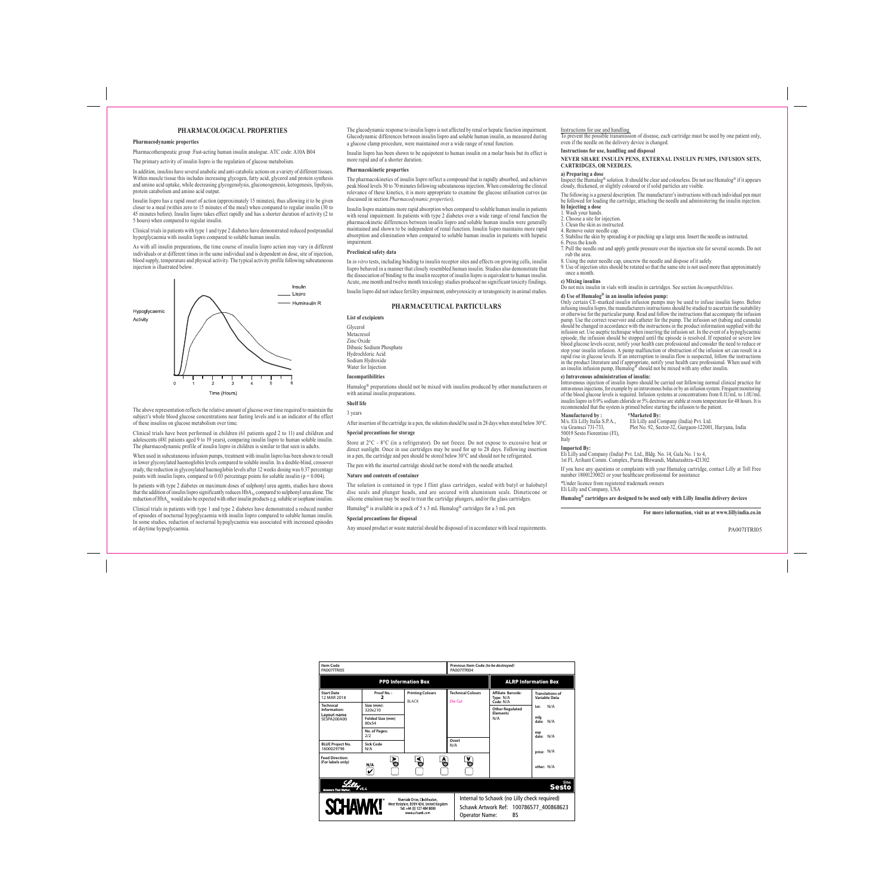## PHARMACOLOGICAL PROPERTIES

### Pharmacodynamic properties

Pharmacotherapeutic group :Fast-acting human insulin analogue. ATC code: A10A B04

The primary activity of insulin lispro is the regulation of glucose metabolism.

In addition, insulins have several anabolic and anti-catabolic actions on a variety of different tissues. Within muscle tissue this includes increasing glycogen, fatty acid, glycerol and protein synthesis and amino acid uptake, while decreasing glycogenolysis, gluconeogenesis, ketogenesis, lipolysis, protein catabolism and amino acid output.

Insulin lispro has a rapid onset of action (approximately 15 minutes), thus allowing it to be given closer to a meal (within zero to 15 minutes of the meal) when compared to regular insulin (30 to 45 minutes before). Insulin lispro takes effect rapidly and has a shorter duration of activity (2 to 5 hours) when compared to regular insulin.

Clinical trials in patients with type 1 and type 2 diabetes have demonstrated reduced postprandial hyperglycaemia with insulin lispro compared to soluble human insulin.

As with all insulin preparations, the time course of insulin lispro action may vary in different individuals or at different times in the same individual and is dependent on dose, site of injection, blood supply, temperature and physical activity. The typical activity profile following subcutaneous injection is illustrated below.

Hypoglycaemic Activity

Insulin
Lispro
Huminsulin R

0 1 2 3 4 5 6
Time (Hours)

The above representation reflects the relative amount of glucose over time required to maintain the subject's whole blood glucose concentrations near fasting levels and is an indicator of the effect of these insulins on glucose metabolism over time.

Clinical trials have been performed in children (61 patients aged 2 to 11) and children and adolescents (481 patients aged 9 to 19 years), comparing insulin lispro to human soluble insulin. The pharmacodynamic profile of insulin lispro in children is similar to that seen in adults.

When used in subcutaneous infusion pumps, treatment with insulin lispro has been shown to result in lower glycosylated haemoglobin levels compared to soluble insulin. In a double-blind, crossover study, the reduction in glycosylated haemoglobin levels after 12 weeks dosing was 0.37 percentage points with insulin lispro, compared to 0.03 percentage points for soluble insulin ($p = 0.004$).

In patients with type 2 diabetes on maximum doses of sulphonyl urea agents, studies have shown that the addition of insulin lispro significantly reduces $HbA_{1c}$ compared to sulphonyl urea alone. The reduction of $HbA_{1c}$ would also be expected with other insulin products e.g. soluble or isophane insulins.

Clinical trials in patients with type 1 and type 2 diabetes have demonstrated a reduced number of episodes of nocturnal hypoglycaemia with insulin lispro compared to soluble human insulin. In some studies, reduction of nocturnal hypoglycaemia was associated with increased episodes of daytime hypoglycaemia.

The glucodynamic response to insulin lispro is not affected by renal or hepatic function impairment. Glucodynamic differences between insulin lispro and soluble human insulin, as measured during a glucose clamp procedure, were maintained over a wide range of renal function.

Insulin lispro has been shown to be equipotent to human insulin on a molar basis but its effect is more rapid and of a shorter duration.

### Pharmacokinetic properties

The pharmacokinetics of insulin lispro reflect a compound that is rapidly absorbed, and achieves peak blood levels 30 to 70 minutes following subcutaneous injection. When considering the clinical relevance of these kinetics, it is more appropriate to examine the glucose utilisation curves (as discussed in section *Pharmacodynamic properties*).

Insulin lispro maintains more rapid absorption when compared to soluble human insulin in patients with renal impairment. In patients with type 2 diabetes over a wide range of renal function the pharmacokinetic differences between insulin lispro and soluble human insulin were generally maintained and shown to be independent of renal function. Insulin lispro maintains more rapid absorption and elimination when compared to soluble human insulin in patients with hepatic impairment.

### Preclinical safety data

In *in vitro* tests, including binding to insulin receptor sites and effects on growing cells, insulin lispro behaved in a manner that closely resembled human insulin. Studies also demonstrate that the dissociation of binding to the insulin receptor of insulin lispro is equivalent to human insulin. Acute, one month and twelve month toxicology studies produced no significant toxicity findings.

Insulin lispro did not induce fertility impairment, embryotoxicity or teratogenicity in animal studies.

## PHARMACEUTICAL PARTICULARS

### List of excipients

Glycerol
Metacresol
Zinc Oxide
Dibasic Sodium Phosphate
Hydrochloric Acid
Sodium Hydroxide
Water for Injection

### Incompatibilities

Humalog® preparations should not be mixed with insulins produced by other manufacturers or with animal insulin preparations.

### Shelf life

3 years

After insertion of the cartridge in a pen, the solution should be used in 28 days when stored below 30°C.

### Special precautions for storage

Store at 2°C - 8°C (in a refrigerator). Do not freeze. Do not expose to excessive heat or direct sunlight. Once in use cartridges may be used for up to 28 days. Following insertion in a pen, the cartridge and pen should be stored below 30°C and should not be refrigerated.

The pen with the inserted cartridge should not be stored with the needle attached.

### Nature and contents of container

The solution is contained in type I flint glass cartridges, sealed with butyl or halobutyl disc seals and plunger heads, and are secured with aluminium seals. Dimeticone or silicone emulsion may be used to treat the cartridge plungers, and/or the glass cartridges.

Humalog® is available in a pack of 5 x 3 mL Humalog® cartridges for a 3 mL pen

### Special precautions for disposal

Any unused product or waste material should be disposed of in accordance with local requirements.

Instructions for use and handling

To prevent the possible transmission of disease, each cartridge must be used by one patient only, even if the needle on the delivery device is changed.

### Instructions for use, handling and disposal

**NEVER SHARE INSULIN PENS, EXTERNAL INSULIN PUMPS, INFUSION SETS, CARTRIDGES, OR NEEDLES.**

**a) Preparing a dose**

Inspect the Humalog® solution. It should be clear and colourless. Do not use Humalog® if it appears cloudy, thickened, or slightly coloured or if solid particles are visible.

The following is a general description. The manufacturer's instructions with each individual pen must be followed for loading the cartridge, attaching the needle and administering the insulin injection.

**b) Injecting a dose**

1. Wash your hands.
2. Choose a site for injection.
3. Clean the skin as instructed.
4. Remove outer needle cap.
5. Stabilise the skin by spreading it or pinching up a large area. Insert the needle as instructed.
6. Press the knob.
7. Pull the needle out and apply gentle pressure over the injection site for several seconds. Do not rub the area.
8. Using the outer needle cap, unscrew the needle and dispose of it safely.
9. Use of injection sites should be rotated so that the same site is not used more than approximately once a month.

**c) Mixing insulins**

Do not mix insulin in vials with insulin in cartridges. See section *Incompatibilities*.

**d) Use of Humalog® in an insulin infusion pump:**

Only certain CE-marked insulin infusion pumps may be used to infuse insulin lispro. Before infusing insulin lispro, the manufacturers instructions should be studied to ascertain the suitability or otherwise for the particular pump. Read and follow the instructions that accompany the infusion pump. Use the correct reservoir and catheter for the pump. The infusion set (tubing and cannula) should be changed in accordance with the instructions in the product information supplied with the infusion set. Use aseptic technique when inserting the infusion set. In the event of a hypoglycaemic episode, the infusion should be stopped until the episode is resolved. If repeated or severe low blood glucose levels occur, notify your health care professional and consider the need to reduce or stop your insulin infusion. A pump malfunction or obstruction of the infusion set can result in a rapid rise in glucose levels. If an interruption to insulin flow is suspected, follow the instructions in the product literature and if appropriate, notify your health care professional. When used with an insulin infusion pump, Humalog® should not be mixed with any other insulin.

**e) Intravenous administration of insulin:**

Intravenous injection of insulin lispro should be carried out following normal clinical practice for intravenous injections, for example by an intravenous bolus or by an infusion system. Frequent monitoring of the blood glucose levels is required. Infusion systems at concentrations from 0.1U/mL to 1.0U/mL insulin lispro in 0.9% sodium chloride or 5% dextrose are stable at room temperature for 48 hours. It is recommended that the system is primed before starting the infusion to the patient.

**Manufactured by :**
M/s. Eli Lilly Italia S.P.A.,
via Gramsci 731-733,
50019 Sesto Fiorentino (FI),
Italy

**\*Marketed By:**
Eli Lilly and Company (India) Pvt. Ltd.
Plot No. 92, Sector-32, Gurgaon-122001, Haryana, India

**Imported By:**
Eli Lilly and Company (India) Pvt. Ltd., Bldg. No. 14, Gala No. 1 to 4,
1st Fl, Arihant Comm. Complex, Purna Bhiwandi, Maharashtra-421302

If you have any questions or complaints with your Humalog cartridge, contact Lilly at Toll Free number 18001230021 or your healthcare professional for assistance

\*Under licence from registered trademark owners
Eli Lilly and Company, USA

**Humalog® cartridges are designed to be used only with Lilly Insulin delivery devices**

**For more information, visit us at www.lillyindia.co.in**

PA007ITRI05

| Item Code PA007ITRI05 | | | Previous Item Code *(to be destroyed)* PA007ITRI04 | | |
|---|---|---|---|---|---|
| **PPD Information Box** | | | | **ALRP Information Box** | |
| Start Date 12 MAR 2018 | Proof No.: 2 | Printing Colours BLACK | Technical Colours Die Cut | Affiliate Barcode: Type: N/A Code: N/A | Translations of Variable Data |
| Technical Information: Layout name SESPA200A00 | Size (mm): 320x210 | | | Other Regulated Elements N/A | lot: N/A |
| | Folded Size (mm) 80x54 | | | | mfg date: N/A |
| | No. of Pages: 2/2 | | | | exp date: N/A |
| BLUE Project No. 1800029798 | Sick Code N/A | | Overt N/A | | price: N/A |
| Feed Direction: (For labels only) | N/A ✔ | | | | other: N/A |
| Lilly v5.4 | | | | | Site: Sesto |
| SCHAWK! Riverside Drive, Cleckheaton, West Yorkshire, BD19 4DH, United Kingdom Tel: +44 (0) 127 484 8000 www.schawk.com | | | Internal to Schawk (no Lilly check required) Schawk Artwork Ref: 100786577_400868623 Operator Name: BS | | |